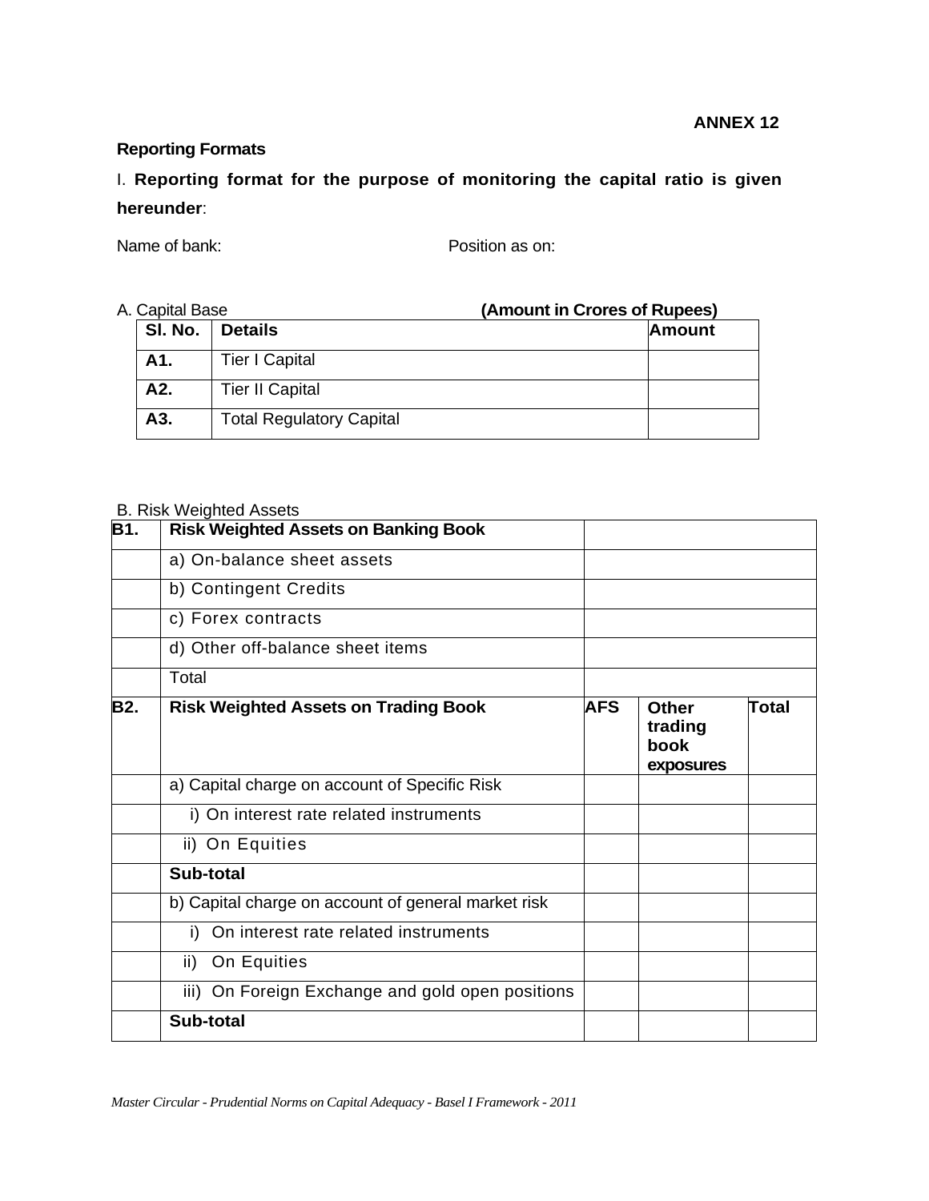**ANNEX 12**

**Reporting Formats**

I. **Reporting format for the purpose of monitoring the capital ratio is given hereunder**:

Name of bank: Position as on:

A. Capital Base **(Amount in Crores of Rupees)**

| Sl. No. | Details | Amount |
|---|---|---|
| **A1.** | Tier I Capital | |
| **A2.** | Tier II Capital | |
| **A3.** | Total Regulatory Capital | |

B. Risk Weighted Assets

| | | | | |
|---|---|---|---|---|
| **B1.** | **Risk Weighted Assets on Banking Book** | | | |
| | a) On-balance sheet assets | | | |
| | b) Contingent Credits | | | |
| | c) Forex contracts | | | |
| | d) Other off-balance sheet items | | | |
| | Total | | | |
| **B2.** | **Risk Weighted Assets on Trading Book** | **AFS** | **Other trading book exposures** | **Total** |
| | a) Capital charge on account of Specific Risk | | | |
| | i) On interest rate related instruments | | | |
| | ii) On Equities | | | |
| | **Sub-total** | | | |
| | b) Capital charge on account of general market risk | | | |
| | i) On interest rate related instruments | | | |
| | ii) On Equities | | | |
| | iii) On Foreign Exchange and gold open positions | | | |
| | **Sub-total** | | | |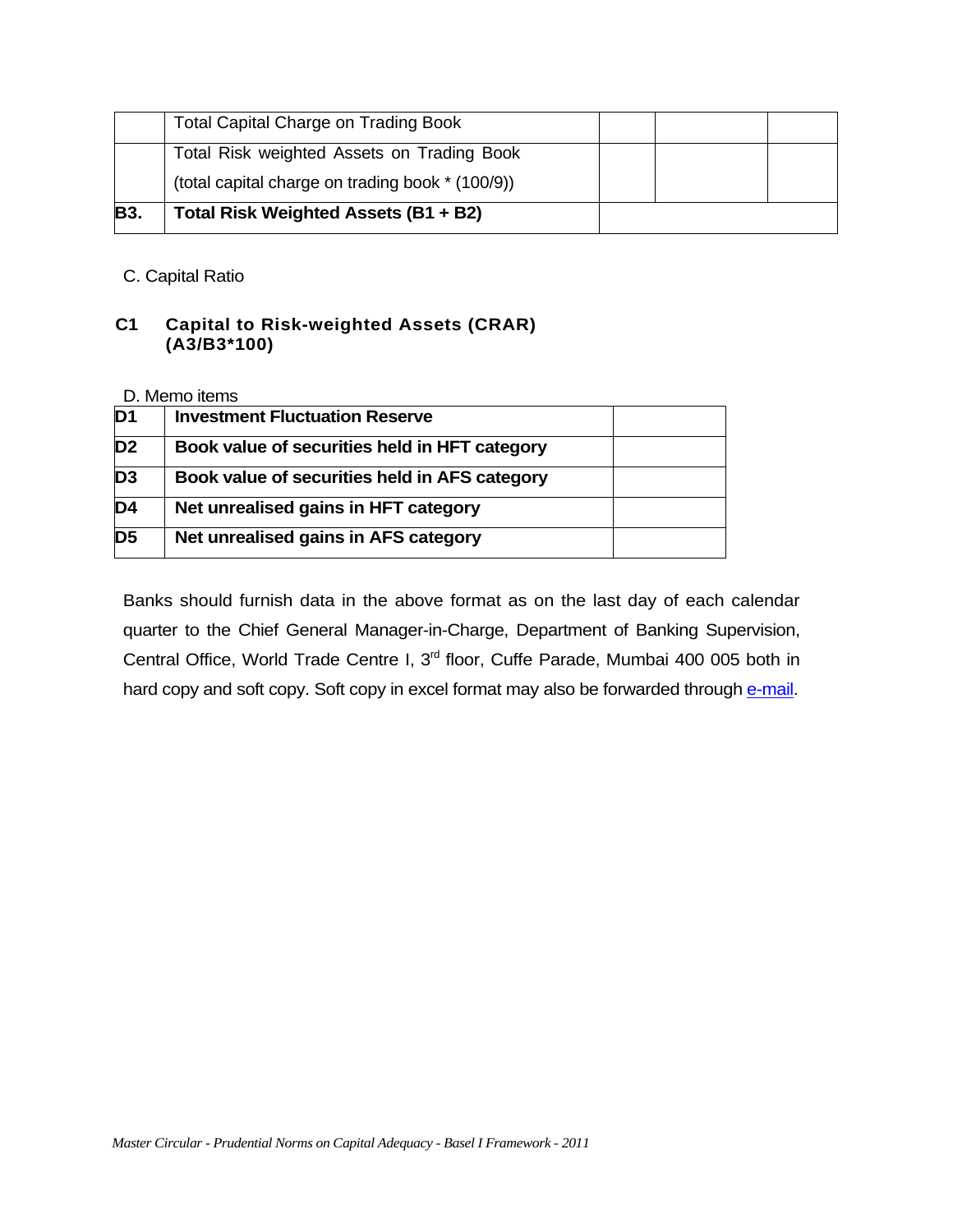| | | | | |
|---|---|---|---|---|
| | Total Capital Charge on Trading Book | | | |
| | Total Risk weighted Assets on Trading Book (total capital charge on trading book * (100/9)) | | | |
| **B3.** | **Total Risk Weighted Assets (B1 + B2)** | | | |

C. Capital Ratio

**C1 Capital to Risk-weighted Assets (CRAR) (A3/B3*100)**

D. Memo items

| | | |
|---|---|---|
| **D1** | **Investment Fluctuation Reserve** | |
| **D2** | **Book value of securities held in HFT category** | |
| **D3** | **Book value of securities held in AFS category** | |
| **D4** | **Net unrealised gains in HFT category** | |
| **D5** | **Net unrealised gains in AFS category** | |

Banks should furnish data in the above format as on the last day of each calendar quarter to the Chief General Manager-in-Charge, Department of Banking Supervision, Central Office, World Trade Centre I, 3rd floor, Cuffe Parade, Mumbai 400 005 both in hard copy and soft copy. Soft copy in excel format may also be forwarded through e-mail.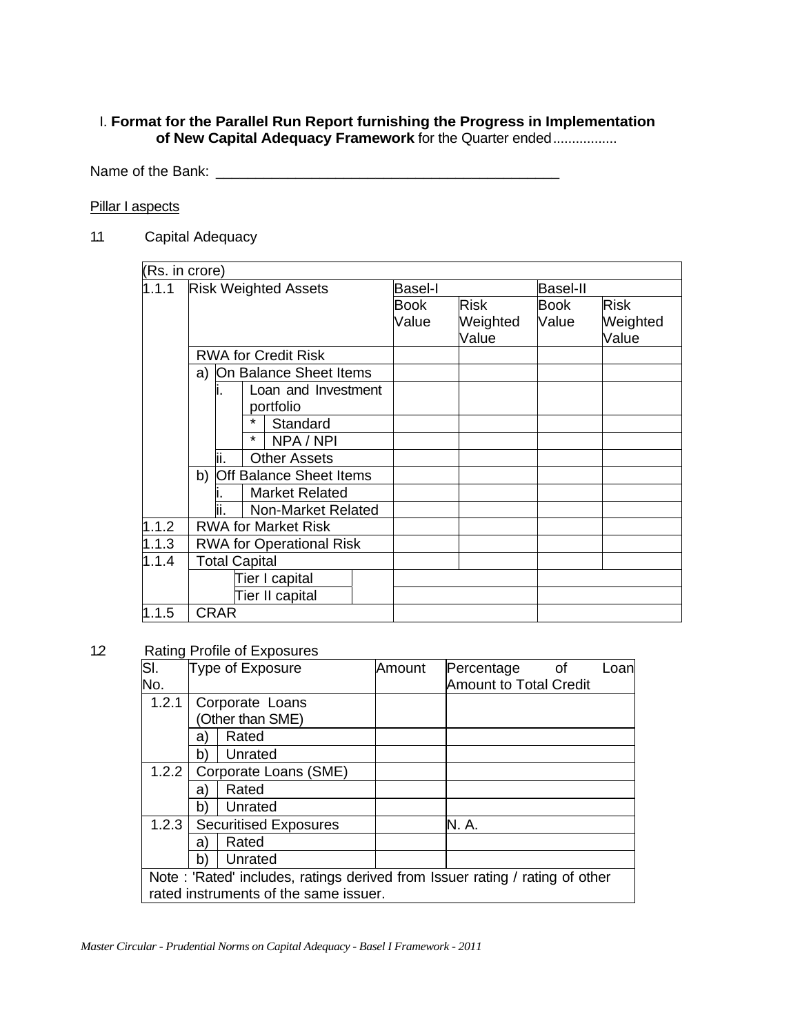I. **Format for the Parallel Run Report furnishing the Progress in Implementation of New Capital Adequacy Framework** for the Quarter ended.................

Name of the Bank: ____________________________________________

Pillar I aspects

1.1 Capital Adequacy

(Rs. in crore)

| | Risk Weighted Assets | Basel-I | | Basel-II | |
|---|---|---|---|---|---|
| 1.1.1 | | Book Value | Risk Weighted Value | Book Value | Risk Weighted Value |
| | RWA for Credit Risk | | | | |
| | a) On Balance Sheet Items | | | | |
| | i. Loan and Investment portfolio | | | | |
| | * Standard | | | | |
| | * NPA / NPI | | | | |
| | ii. Other Assets | | | | |
| | b) Off Balance Sheet Items | | | | |
| | i. Market Related | | | | |
| | ii. Non-Market Related | | | | |
| 1.1.2 | RWA for Market Risk | | | | |
| 1.1.3 | RWA for Operational Risk | | | | |
| 1.1.4 | Total Capital | | | | |
| | Tier I capital | | | | |
| | Tier II capital | | | | |
| 1.1.5 | CRAR | | | | |

1.2 Rating Profile of Exposures

| Sl. No. | Type of Exposure | Amount | Percentage of Loan Amount to Total Credit |
|---|---|---|---|
| 1.2.1 | Corporate Loans (Other than SME) | | |
| | a) Rated | | |
| | b) Unrated | | |
| 1.2.2 | Corporate Loans (SME) | | |
| | a) Rated | | |
| | b) Unrated | | |
| 1.2.3 | Securitised Exposures | | N. A. |
| | a) Rated | | |
| | b) Unrated | | |

Note : 'Rated' includes, ratings derived from Issuer rating / rating of other rated instruments of the same issuer.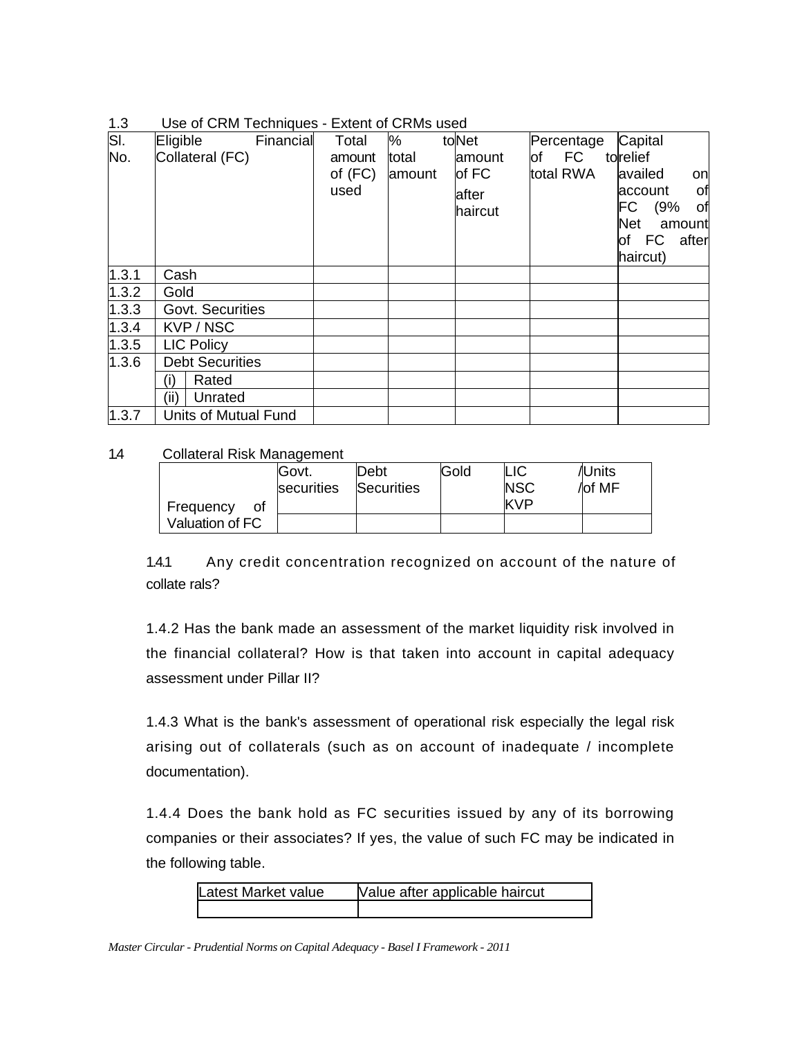### 1.3 Use of CRM Techniques - Extent of CRMs used

| Sl. No. | Eligible Financial Collateral (FC) | Total amount of (FC) used | % to total amount | Net amount of FC after haircut | Percentage of FC to total RWA | Capital relief availed on account of FC (9% of Net amount of FC after haircut) |
|---|---|---|---|---|---|---|
| 1.3.1 | Cash | | | | | |
| 1.3.2 | Gold | | | | | |
| 1.3.3 | Govt. Securities | | | | | |
| 1.3.4 | KVP / NSC | | | | | |
| 1.3.5 | LIC Policy | | | | | |
| 1.3.6 | Debt Securities | | | | | |
| | (i) Rated | | | | | |
| | (ii) Unrated | | | | | |
| 1.3.7 | Units of Mutual Fund | | | | | |

### 1.4 Collateral Risk Management

| | Govt. securities | Debt Securities | Gold | LIC / NSC / KVP | Units of MF |
|---|---|---|---|---|---|
| Frequency of Valuation of FC | | | | | |

1.4.1 Any credit concentration recognized on account of the nature of collaterals?

1.4.2 Has the bank made an assessment of the market liquidity risk involved in the financial collateral? How is that taken into account in capital adequacy assessment under Pillar II?

1.4.3 What is the bank's assessment of operational risk especially the legal risk arising out of collaterals (such as on account of inadequate / incomplete documentation).

1.4.4 Does the bank hold as FC securities issued by any of its borrowing companies or their associates? If yes, the value of such FC may be indicated in the following table.

| Latest Market value | Value after applicable haircut |
|---|---|
| | |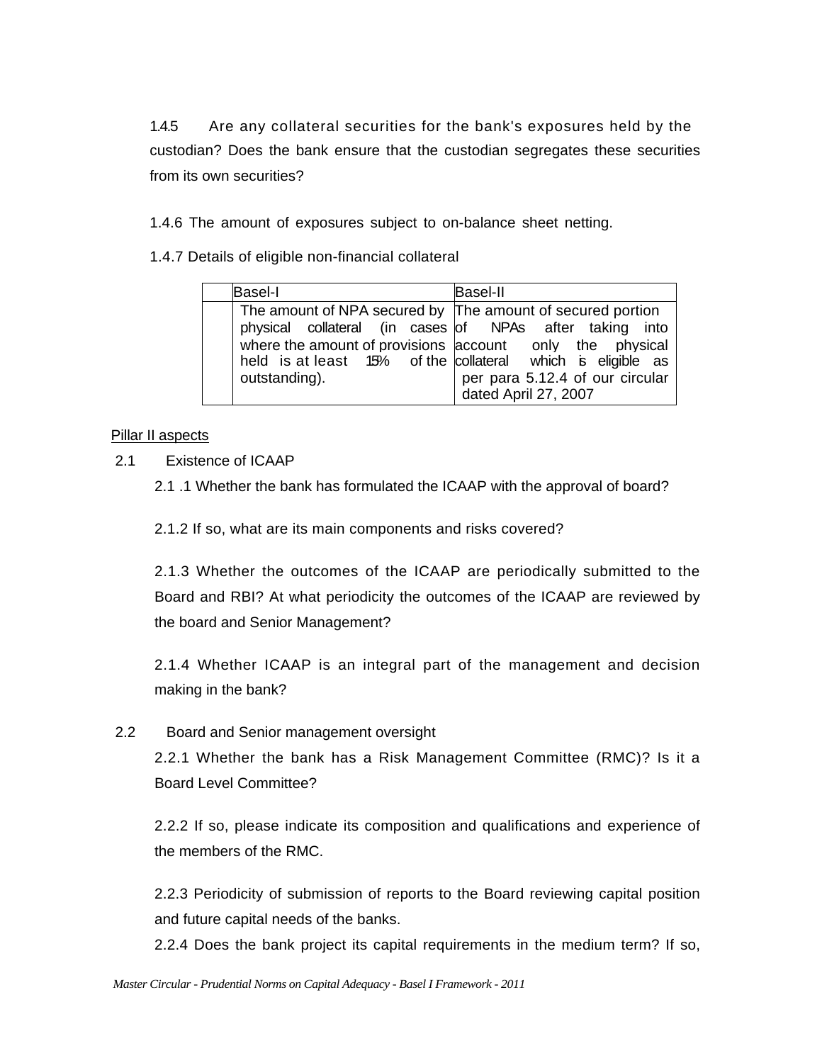1.4.5 Are any collateral securities for the bank's exposures held by the custodian? Does the bank ensure that the custodian segregates these securities from its own securities?

1.4.6 The amount of exposures subject to on-balance sheet netting.

1.4.7 Details of eligible non-financial collateral

| | Basel-I | Basel-II |
|---|---|---|
| | The amount of NPA secured by physical collateral (in cases where the amount of provisions held is at least 15% of the outstanding). | The amount of secured portion of NPAs after taking into account only the physical collateral which is eligible as per para 5.12.4 of our circular dated April 27, 2007 |

Pillar II aspects

2.1 Existence of ICAAP

2.1 .1 Whether the bank has formulated the ICAAP with the approval of board?

2.1.2 If so, what are its main components and risks covered?

2.1.3 Whether the outcomes of the ICAAP are periodically submitted to the Board and RBI? At what periodicity the outcomes of the ICAAP are reviewed by the board and Senior Management?

2.1.4 Whether ICAAP is an integral part of the management and decision making in the bank?

2.2 Board and Senior management oversight

2.2.1 Whether the bank has a Risk Management Committee (RMC)? Is it a Board Level Committee?

2.2.2 If so, please indicate its composition and qualifications and experience of the members of the RMC.

2.2.3 Periodicity of submission of reports to the Board reviewing capital position and future capital needs of the banks.

2.2.4 Does the bank project its capital requirements in the medium term? If so,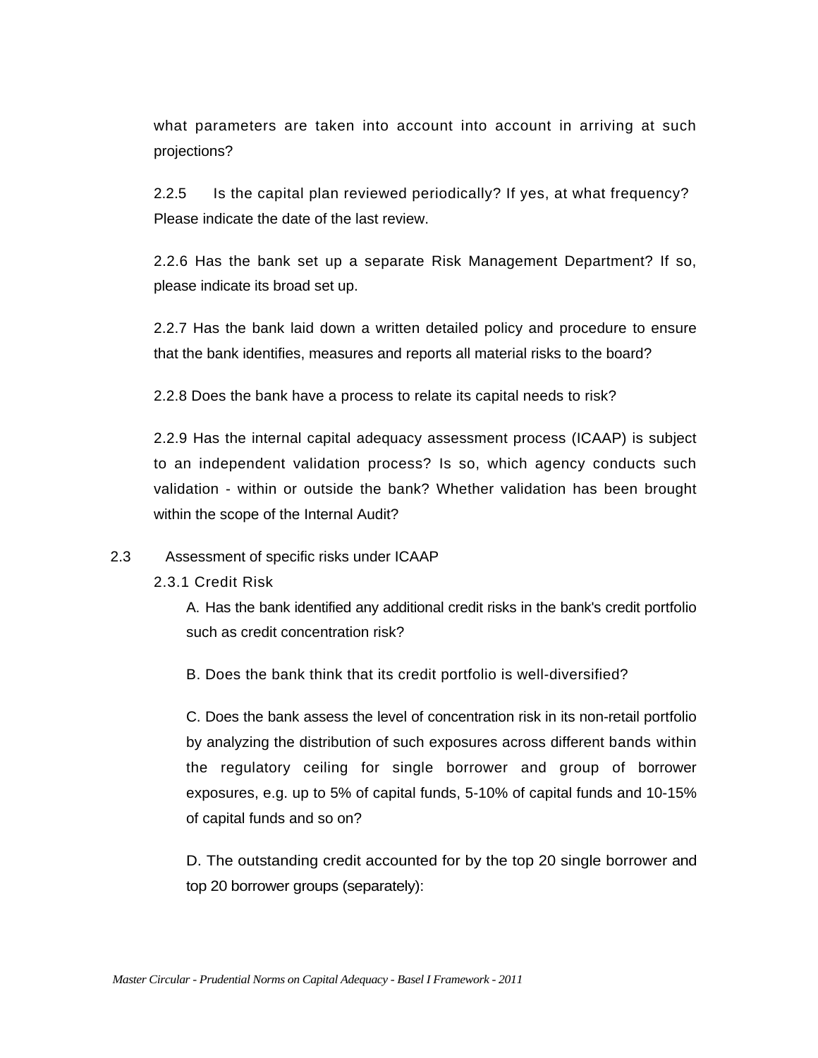what parameters are taken into account into account in arriving at such projections?

2.2.5 Is the capital plan reviewed periodically? If yes, at what frequency? Please indicate the date of the last review.

2.2.6 Has the bank set up a separate Risk Management Department? If so, please indicate its broad set up.

2.2.7 Has the bank laid down a written detailed policy and procedure to ensure that the bank identifies, measures and reports all material risks to the board?

2.2.8 Does the bank have a process to relate its capital needs to risk?

2.2.9 Has the internal capital adequacy assessment process (ICAAP) is subject to an independent validation process? Is so, which agency conducts such validation - within or outside the bank? Whether validation has been brought within the scope of the Internal Audit?

2.3 Assessment of specific risks under ICAAP

2.3.1 Credit Risk

A. Has the bank identified any additional credit risks in the bank's credit portfolio such as credit concentration risk?

B. Does the bank think that its credit portfolio is well-diversified?

C. Does the bank assess the level of concentration risk in its non-retail portfolio by analyzing the distribution of such exposures across different bands within the regulatory ceiling for single borrower and group of borrower exposures, e.g. up to 5% of capital funds, 5-10% of capital funds and 10-15% of capital funds and so on?

D. The outstanding credit accounted for by the top 20 single borrower and top 20 borrower groups (separately):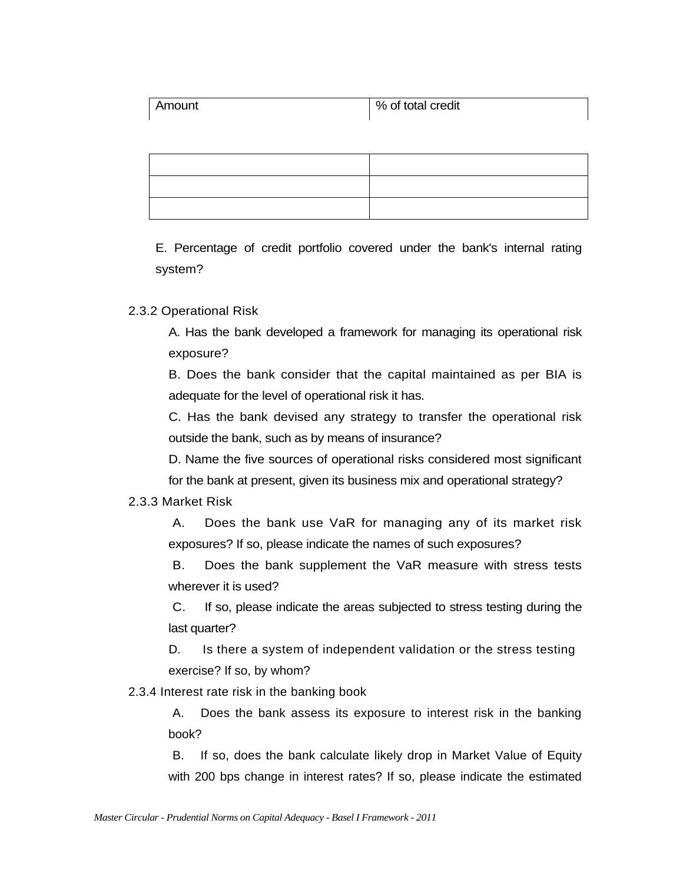| Amount | % of total credit |
| --- | --- |
| | |
| | |
| | |

E. Percentage of credit portfolio covered under the bank's internal rating system?

2.3.2 Operational Risk

A. Has the bank developed a framework for managing its operational risk exposure?

B. Does the bank consider that the capital maintained as per BIA is adequate for the level of operational risk it has.

C. Has the bank devised any strategy to transfer the operational risk outside the bank, such as by means of insurance?

D. Name the five sources of operational risks considered most significant for the bank at present, given its business mix and operational strategy?

2.3.3 Market Risk

A. Does the bank use VaR for managing any of its market risk exposures? If so, please indicate the names of such exposures?

B. Does the bank supplement the VaR measure with stress tests wherever it is used?

C. If so, please indicate the areas subjected to stress testing during the last quarter?

D. Is there a system of independent validation or the stress testing exercise? If so, by whom?

2.3.4 Interest rate risk in the banking book

A. Does the bank assess its exposure to interest risk in the banking book?

B. If so, does the bank calculate likely drop in Market Value of Equity with 200 bps change in interest rates? If so, please indicate the estimated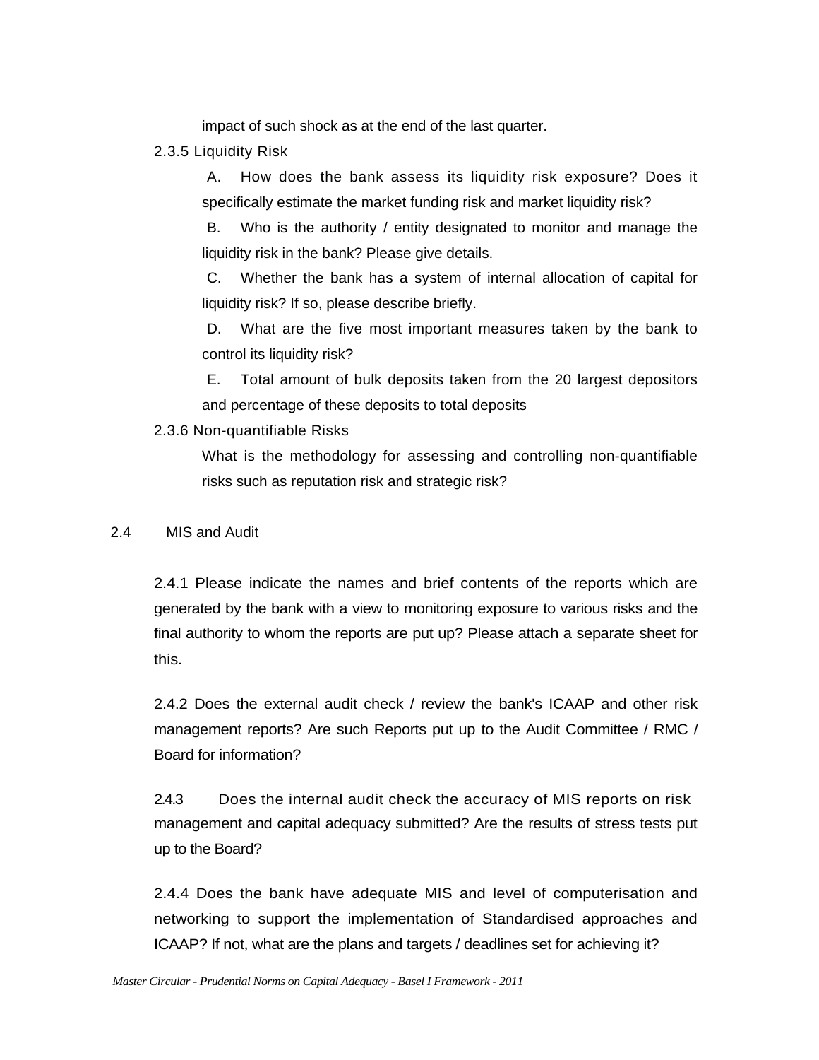impact of such shock as at the end of the last quarter.

2.3.5 Liquidity Risk

A. How does the bank assess its liquidity risk exposure? Does it specifically estimate the market funding risk and market liquidity risk?

B. Who is the authority / entity designated to monitor and manage the liquidity risk in the bank? Please give details.

C. Whether the bank has a system of internal allocation of capital for liquidity risk? If so, please describe briefly.

D. What are the five most important measures taken by the bank to control its liquidity risk?

E. Total amount of bulk deposits taken from the 20 largest depositors and percentage of these deposits to total deposits

2.3.6 Non-quantifiable Risks

What is the methodology for assessing and controlling non-quantifiable risks such as reputation risk and strategic risk?

## 2.4 MIS and Audit

2.4.1 Please indicate the names and brief contents of the reports which are generated by the bank with a view to monitoring exposure to various risks and the final authority to whom the reports are put up? Please attach a separate sheet for this.

2.4.2 Does the external audit check / review the bank's ICAAP and other risk management reports? Are such Reports put up to the Audit Committee / RMC / Board for information?

2.4.3 Does the internal audit check the accuracy of MIS reports on risk management and capital adequacy submitted? Are the results of stress tests put up to the Board?

2.4.4 Does the bank have adequate MIS and level of computerisation and networking to support the implementation of Standardised approaches and ICAAP? If not, what are the plans and targets / deadlines set for achieving it?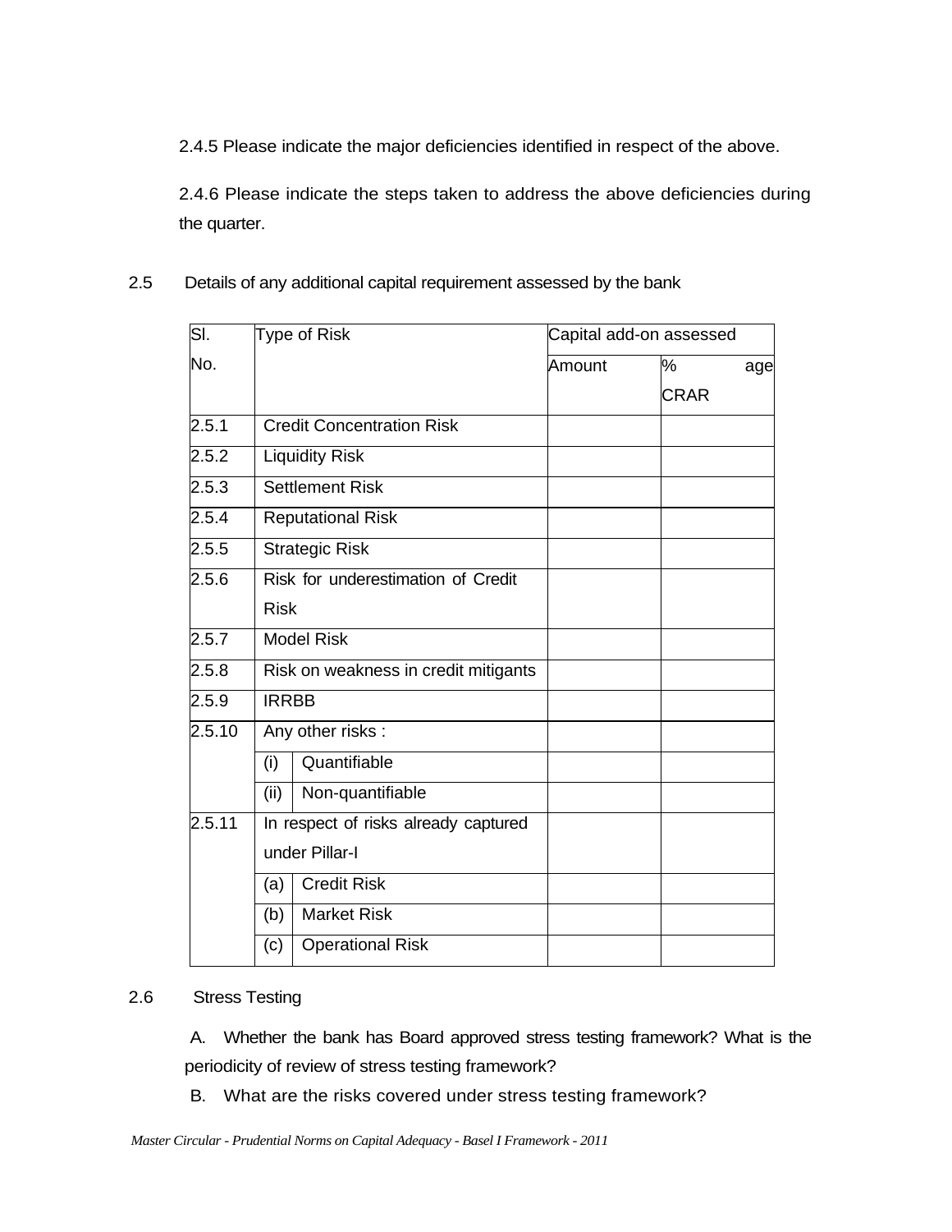2.4.5 Please indicate the major deficiencies identified in respect of the above.

2.4.6 Please indicate the steps taken to address the above deficiencies during the quarter.

2.5 Details of any additional capital requirement assessed by the bank

| Sl. No. | Type of Risk | | Capital add-on assessed | |
|---|---|---|---|---|
| | | | Amount | % age CRAR |
| 2.5.1 | Credit Concentration Risk | | | |
| 2.5.2 | Liquidity Risk | | | |
| 2.5.3 | Settlement Risk | | | |
| 2.5.4 | Reputational Risk | | | |
| 2.5.5 | Strategic Risk | | | |
| 2.5.6 | Risk for underestimation of Credit Risk | | | |
| 2.5.7 | Model Risk | | | |
| 2.5.8 | Risk on weakness in credit mitigants | | | |
| 2.5.9 | IRRBB | | | |
| 2.5.10 | Any other risks : | | | |
| | (i) | Quantifiable | | |
| | (ii) | Non-quantifiable | | |
| 2.5.11 | In respect of risks already captured under Pillar-I | | | |
| | (a) | Credit Risk | | |
| | (b) | Market Risk | | |
| | (c) | Operational Risk | | |

2.6 Stress Testing

A. Whether the bank has Board approved stress testing framework? What is the periodicity of review of stress testing framework?

B. What are the risks covered under stress testing framework?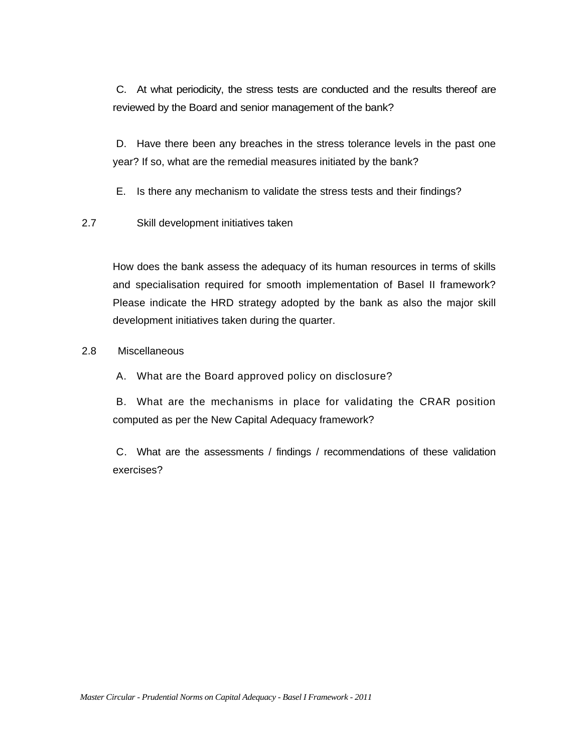C. At what periodicity, the stress tests are conducted and the results thereof are reviewed by the Board and senior management of the bank?

D. Have there been any breaches in the stress tolerance levels in the past one year? If so, what are the remedial measures initiated by the bank?

E. Is there any mechanism to validate the stress tests and their findings?

2.7 Skill development initiatives taken

How does the bank assess the adequacy of its human resources in terms of skills and specialisation required for smooth implementation of Basel II framework? Please indicate the HRD strategy adopted by the bank as also the major skill development initiatives taken during the quarter.

2.8 Miscellaneous

A. What are the Board approved policy on disclosure?

B. What are the mechanisms in place for validating the CRAR position computed as per the New Capital Adequacy framework?

C. What are the assessments / findings / recommendations of these validation exercises?